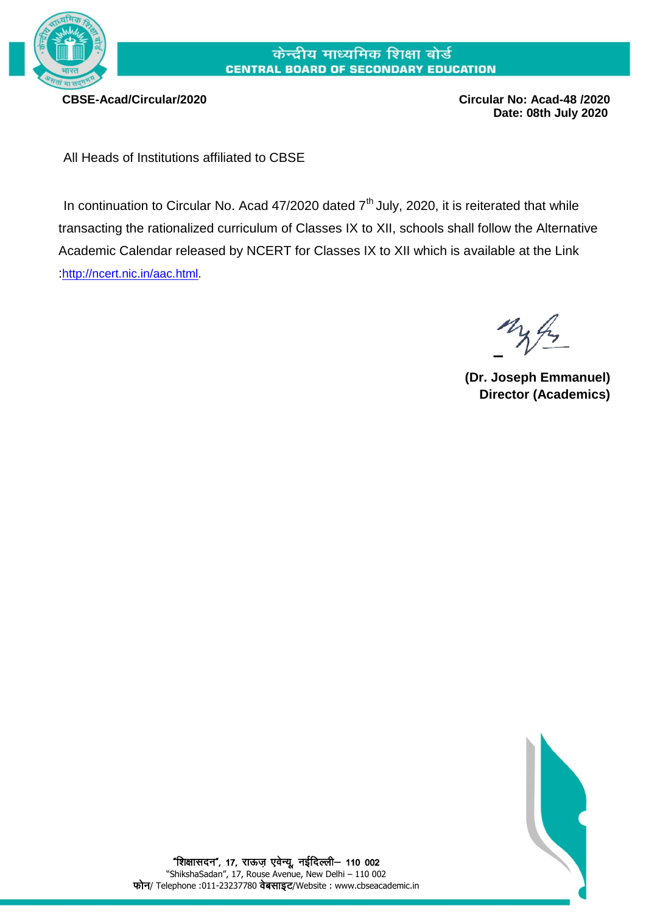केन्द्रीय माध्यमिक शिक्षा बोर्ड
**CENTRAL BOARD OF SECONDARY EDUCATION**

**CBSE-Acad/Circular/2020**

**Circular No: Acad-48 /2020**
**Date: 08th July 2020**

All Heads of Institutions affiliated to CBSE

In continuation to Circular No. Acad 47/2020 dated 7th July, 2020, it is reiterated that while transacting the rationalized curriculum of Classes IX to XII, schools shall follow the Alternative Academic Calendar released by NCERT for Classes IX to XII which is available at the Link :http://ncert.nic.in/aac.html.

**(Dr. Joseph Emmanuel)**
**Director (Academics)**

"शिक्षासदन", 17, राऊज़ एवेन्यू, नईदिल्ली– 110 002
"ShikshaSadan", 17, Rouse Avenue, New Delhi – 110 002
फोन/ Telephone :011-23237780 वेबसाइट/Website : www.cbseacademic.in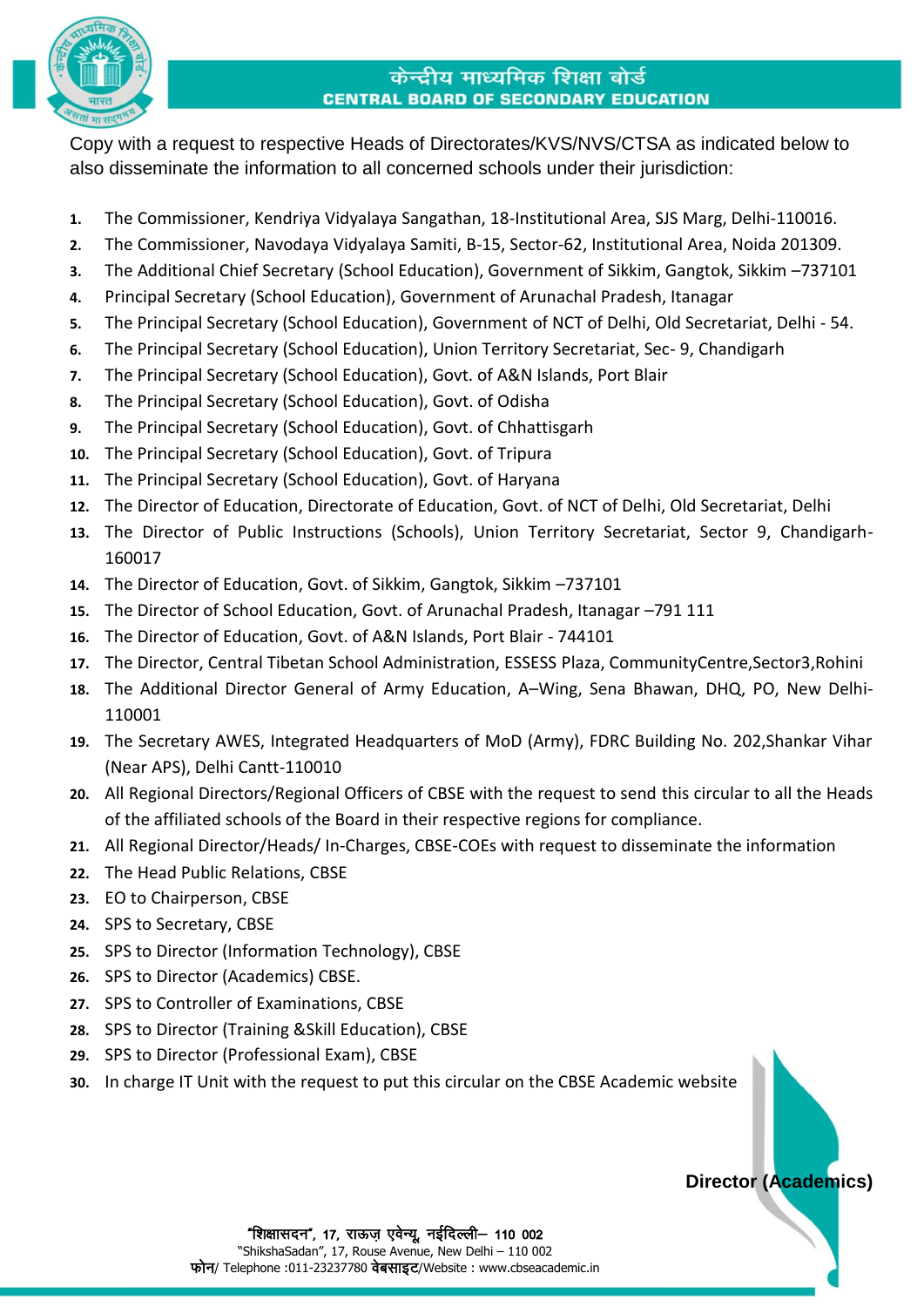Copy with a request to respective Heads of Directorates/KVS/NVS/CTSA as indicated below to also disseminate the information to all concerned schools under their jurisdiction:

1. The Commissioner, Kendriya Vidyalaya Sangathan, 18-Institutional Area, SJS Marg, Delhi-110016.
2. The Commissioner, Navodaya Vidyalaya Samiti, B-15, Sector-62, Institutional Area, Noida 201309.
3. The Additional Chief Secretary (School Education), Government of Sikkim, Gangtok, Sikkim –737101
4. Principal Secretary (School Education), Government of Arunachal Pradesh, Itanagar
5. The Principal Secretary (School Education), Government of NCT of Delhi, Old Secretariat, Delhi - 54.
6. The Principal Secretary (School Education), Union Territory Secretariat, Sec- 9, Chandigarh
7. The Principal Secretary (School Education), Govt. of A&N Islands, Port Blair
8. The Principal Secretary (School Education), Govt. of Odisha
9. The Principal Secretary (School Education), Govt. of Chhattisgarh
10. The Principal Secretary (School Education), Govt. of Tripura
11. The Principal Secretary (School Education), Govt. of Haryana
12. The Director of Education, Directorate of Education, Govt. of NCT of Delhi, Old Secretariat, Delhi
13. The Director of Public Instructions (Schools), Union Territory Secretariat, Sector 9, Chandigarh-160017
14. The Director of Education, Govt. of Sikkim, Gangtok, Sikkim –737101
15. The Director of School Education, Govt. of Arunachal Pradesh, Itanagar –791 111
16. The Director of Education, Govt. of A&N Islands, Port Blair - 744101
17. The Director, Central Tibetan School Administration, ESSESS Plaza, CommunityCentre,Sector3,Rohini
18. The Additional Director General of Army Education, A–Wing, Sena Bhawan, DHQ, PO, New Delhi-110001
19. The Secretary AWES, Integrated Headquarters of MoD (Army), FDRC Building No. 202,Shankar Vihar (Near APS), Delhi Cantt-110010
20. All Regional Directors/Regional Officers of CBSE with the request to send this circular to all the Heads of the affiliated schools of the Board in their respective regions for compliance.
21. All Regional Director/Heads/ In-Charges, CBSE-COEs with request to disseminate the information
22. The Head Public Relations, CBSE
23. EO to Chairperson, CBSE
24. SPS to Secretary, CBSE
25. SPS to Director (Information Technology), CBSE
26. SPS to Director (Academics) CBSE.
27. SPS to Controller of Examinations, CBSE
28. SPS to Director (Training &Skill Education), CBSE
29. SPS to Director (Professional Exam), CBSE
30. In charge IT Unit with the request to put this circular on the CBSE Academic website

**Director (Academics)**